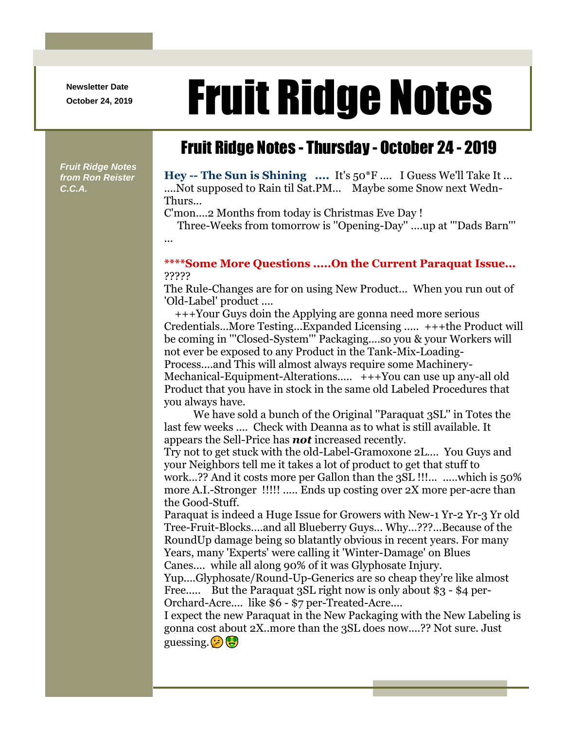Newsletter Date
October 24, 2019

# Fruit Ridge Notes

*Fruit Ridge Notes from Ron Reister C.C.A.*

## Fruit Ridge Notes - Thursday - October 24 - 2019

**Hey -- The Sun is Shining ....** It's 50*F .... I Guess We'll Take It ... ....Not supposed to Rain til Sat.PM... Maybe some Snow next Wedn-Thurs...

C'mon....2 Months from today is Christmas Eve Day !

Three-Weeks from tomorrow is "Opening-Day" ....up at '"Dads Barn"' ...

**\*\*\*\*Some More Questions .....On the Current Paraquat Issue...** ?????

The Rule-Changes are for on using New Product... When you run out of 'Old-Label' product ....

+++Your Guys doin the Applying are gonna need more serious Credentials...More Testing...Expanded Licensing ..... +++the Product will be coming in '"Closed-System"' Packaging....so you & your Workers will not ever be exposed to any Product in the Tank-Mix-Loading-Process....and This will almost always require some Machinery-Mechanical-Equipment-Alterations..... +++You can use up any-all old Product that you have in stock in the same old Labeled Procedures that you always have.

We have sold a bunch of the Original "Paraquat 3SL" in Totes the last few weeks .... Check with Deanna as to what is still available. It appears the Sell-Price has ***not*** increased recently.

Try not to get stuck with the old-Label-Gramoxone 2L.... You Guys and your Neighbors tell me it takes a lot of product to get that stuff to work...?? And it costs more per Gallon than the 3SL !!!... .....which is 50% more A.I.-Stronger !!!!! ..... Ends up costing over 2X more per-acre than the Good-Stuff.

Paraquat is indeed a Huge Issue for Growers with New-1 Yr-2 Yr-3 Yr old Tree-Fruit-Blocks....and all Blueberry Guys... Why...???...Because of the RoundUp damage being so blatantly obvious in recent years. For many Years, many 'Experts' were calling it 'Winter-Damage' on Blues Canes.... while all along 90% of it was Glyphosate Injury.

Yup....Glyphosate/Round-Up-Generics are so cheap they're like almost Free..... But the Paraquat 3SL right now is only about $3 - $4 per-Orchard-Acre.... like $6 - $7 per-Treated-Acre....

I expect the new Paraquat in the New Packaging with the New Labeling is gonna cost about 2X..more than the 3SL does now....?? Not sure. Just guessing.🤔🤑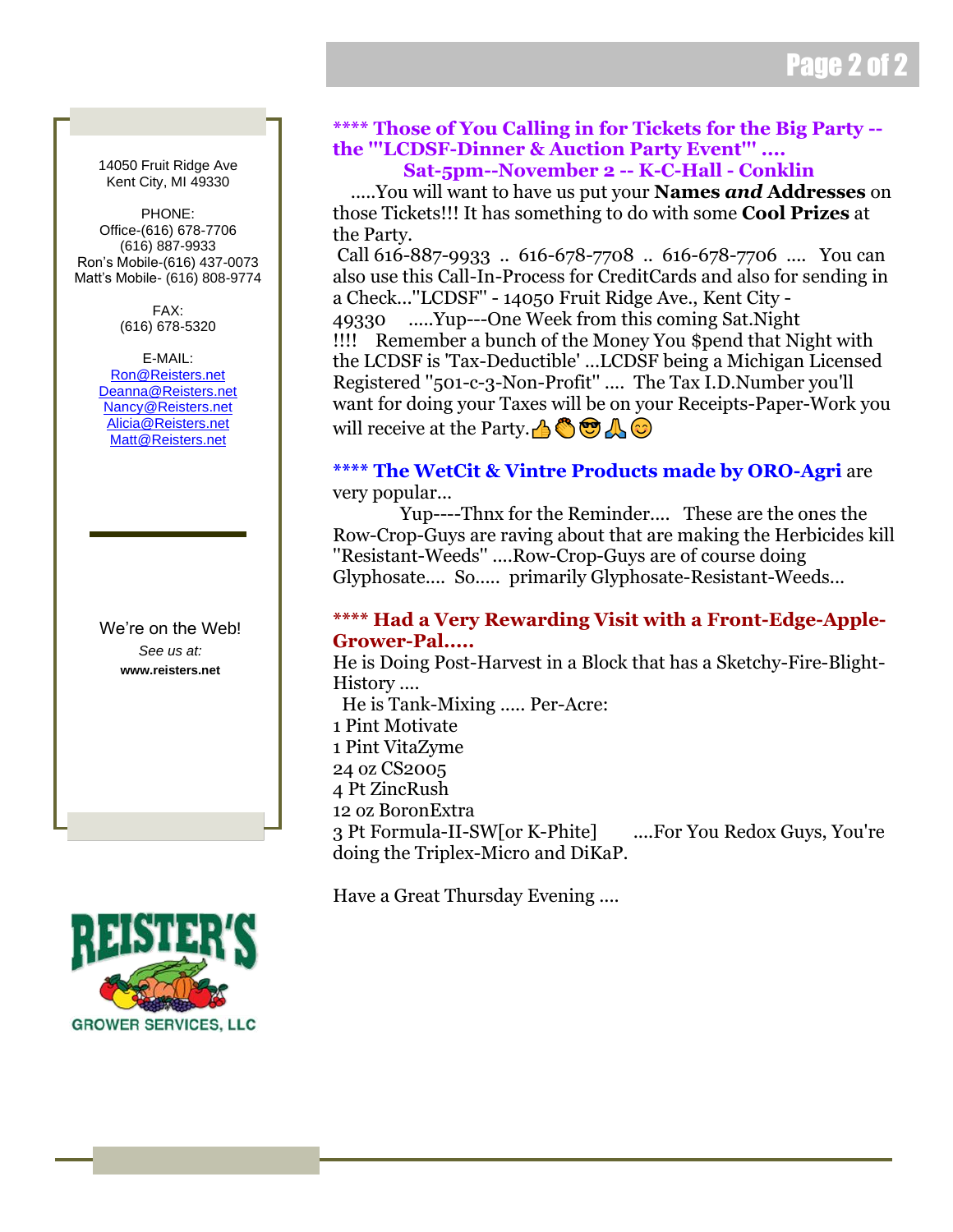14050 Fruit Ridge Ave
Kent City, MI 49330

PHONE:
Office-(616) 678-7706
(616) 887-9933
Ron's Mobile-(616) 437-0073
Matt's Mobile- (616) 808-9774

FAX:
(616) 678-5320

E-MAIL:
Ron@Reisters.net
Deanna@Reisters.net
Nancy@Reisters.net
Alicia@Reisters.net
Matt@Reisters.net

We're on the Web!
*See us at:*
**www.reisters.net**

REISTER'S GROWER SERVICES, LLC

**\*\*\*\* Those of You Calling in for Tickets for the Big Party -- the '"LCDSF-Dinner & Auction Party Event"' ....**
**Sat-5pm--November 2 -- K-C-Hall - Conklin**

.....You will want to have us put your **Names *and* Addresses** on those Tickets!!! It has something to do with some **Cool Prizes** at the Party.
Call 616-887-9933 .. 616-678-7708 .. 616-678-7706 .... You can also use this Call-In-Process for CreditCards and also for sending in a Check..."LCDSF" - 14050 Fruit Ridge Ave., Kent City - 49330 .....Yup---One Week from this coming Sat.Night !!!! Remember a bunch of the Money You $pend that Night with the LCDSF is 'Tax-Deductible' ...LCDSF being a Michigan Licensed Registered "501-c-3-Non-Profit" .... The Tax I.D.Number you'll want for doing your Taxes will be on your Receipts-Paper-Work you will receive at the Party.👍👏😎🙏😊

**\*\*\*\* The WetCit & Vintre Products made by ORO-Agri** are very popular...
Yup----Thnx for the Reminder.... These are the ones the Row-Crop-Guys are raving about that are making the Herbicides kill "Resistant-Weeds" ....Row-Crop-Guys are of course doing Glyphosate.... So..... primarily Glyphosate-Resistant-Weeds...

**\*\*\*\* Had a Very Rewarding Visit with a Front-Edge-Apple-Grower-Pal.....**
He is Doing Post-Harvest in a Block that has a Sketchy-Fire-Blight-History ....
He is Tank-Mixing ..... Per-Acre:
1 Pint Motivate
1 Pint VitaZyme
24 oz CS2005
4 Pt ZincRush
12 oz BoronExtra
3 Pt Formula-II-SW[or K-Phite] ....For You Redox Guys, You're doing the Triplex-Micro and DiKaP.

Have a Great Thursday Evening ....